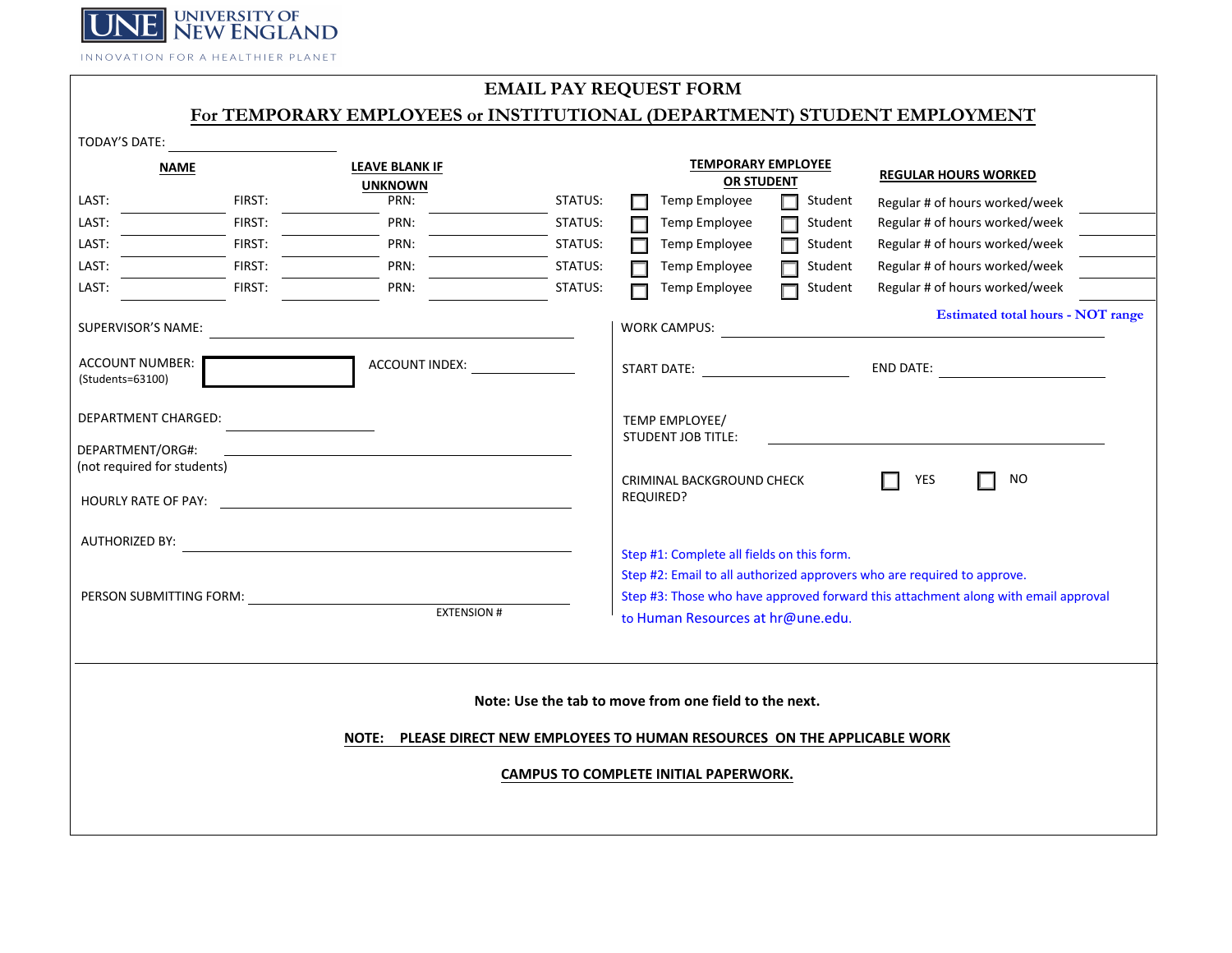UNE UNIVERSITY OF NEW ENGLAND

INNOVATION FOR A HEALTHIER PLANET

# EMAIL PAY REQUEST FORM

## For TEMPORARY EMPLOYEES or INSTITUTIONAL (DEPARTMENT) STUDENT EMPLOYMENT

TODAY'S DATE: \_\_\_\_\_\_\_\_\_\_\_\_\_\_\_\_\_\_\_\_

| NAME | | LEAVE BLANK IF UNKNOWN | TEMPORARY EMPLOYEE OR STUDENT | REGULAR HOURS WORKED |
|---|---|---|---|---|
| LAST: | FIRST: | PRN: | STATUS: ☐ Temp Employee ☐ Student | Regular # of hours worked/week |
| LAST: | FIRST: | PRN: | STATUS: ☐ Temp Employee ☐ Student | Regular # of hours worked/week |
| LAST: | FIRST: | PRN: | STATUS: ☐ Temp Employee ☐ Student | Regular # of hours worked/week |
| LAST: | FIRST: | PRN: | STATUS: ☐ Temp Employee ☐ Student | Regular # of hours worked/week |
| LAST: | FIRST: | PRN: | STATUS: ☐ Temp Employee ☐ Student | Regular # of hours worked/week |

Estimated total hours - NOT range

SUPERVISOR'S NAME: \_\_\_\_\_\_\_\_\_\_\_\_\_\_\_\_\_\_\_\_

ACCOUNT NUMBER: \_\_\_\_\_\_\_\_\_\_ (Students=63100)

ACCOUNT INDEX: \_\_\_\_\_\_\_\_\_\_

DEPARTMENT CHARGED: \_\_\_\_\_\_\_\_\_\_

DEPARTMENT/ORG#: \_\_\_\_\_\_\_\_\_\_
(not required for students)

HOURLY RATE OF PAY: \_\_\_\_\_\_\_\_\_\_

AUTHORIZED BY: \_\_\_\_\_\_\_\_\_\_

PERSON SUBMITTING FORM: \_\_\_\_\_\_\_\_\_\_
EXTENSION #

WORK CAMPUS: \_\_\_\_\_\_\_\_\_\_

START DATE: \_\_\_\_\_\_\_\_\_\_ END DATE: \_\_\_\_\_\_\_\_\_\_

TEMP EMPLOYEE/
STUDENT JOB TITLE: \_\_\_\_\_\_\_\_\_\_

CRIMINAL BACKGROUND CHECK REQUIRED? ☐ YES ☐ NO

Step #1: Complete all fields on this form.

Step #2: Email to all authorized approvers who are required to approve.

Step #3: Those who have approved forward this attachment along with email approval to Human Resources at hr@une.edu.

**Note: Use the tab to move from one field to the next.**

**NOTE: PLEASE DIRECT NEW EMPLOYEES TO HUMAN RESOURCES ON THE APPLICABLE WORK CAMPUS TO COMPLETE INITIAL PAPERWORK.**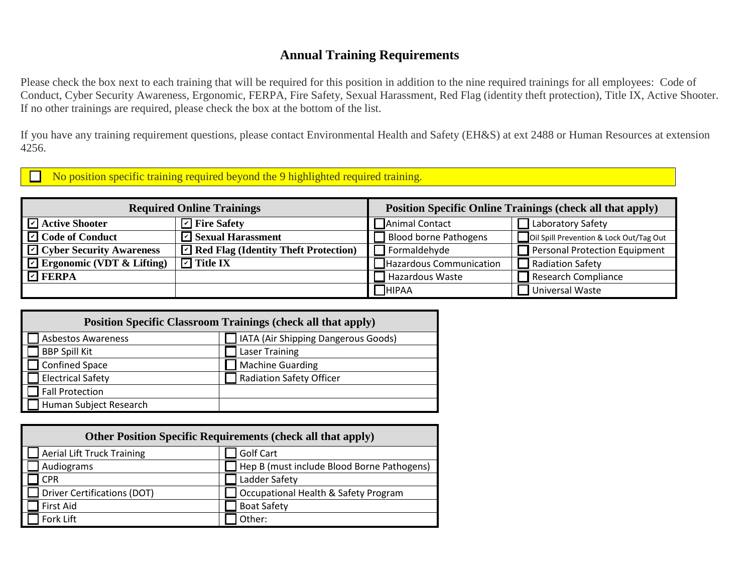# Annual Training Requirements

Please check the box next to each training that will be required for this position in addition to the nine required trainings for all employees: Code of Conduct, Cyber Security Awareness, Ergonomic, FERPA, Fire Safety, Sexual Harassment, Red Flag (identity theft protection), Title IX, Active Shooter. If no other trainings are required, please check the box at the bottom of the list.

If you have any training requirement questions, please contact Environmental Health and Safety (EH&S) at ext 2488 or Human Resources at extension 4256.

☐ No position specific training required beyond the 9 highlighted required training.

| **Required Online Trainings** | | **Position Specific Online Trainings (check all that apply)** | |
|---|---|---|---|
| ☑ **Active Shooter** | ☑ **Fire Safety** | ☐ Animal Contact | ☐ Laboratory Safety |
| ☑ **Code of Conduct** | ☑ **Sexual Harassment** | ☐ Blood borne Pathogens | ☐ Oil Spill Prevention & Lock Out/Tag Out |
| ☑ **Cyber Security Awareness** | ☑ **Red Flag (Identity Theft Protection)** | ☐ Formaldehyde | ☐ Personal Protection Equipment |
| ☑ **Ergonomic (VDT & Lifting)** | ☑ **Title IX** | ☐ Hazardous Communication | ☐ Radiation Safety |
| ☑ **FERPA** | | ☐ Hazardous Waste | ☐ Research Compliance |
| | | ☐ HIPAA | ☐ Universal Waste |

| **Position Specific Classroom Trainings (check all that apply)** | |
|---|---|
| ☐ Asbestos Awareness | ☐ IATA (Air Shipping Dangerous Goods) |
| ☐ BBP Spill Kit | ☐ Laser Training |
| ☐ Confined Space | ☐ Machine Guarding |
| ☐ Electrical Safety | ☐ Radiation Safety Officer |
| ☐ Fall Protection | |
| ☐ Human Subject Research | |

| **Other Position Specific Requirements (check all that apply)** | |
|---|---|
| ☐ Aerial Lift Truck Training | ☐ Golf Cart |
| ☐ Audiograms | ☐ Hep B (must include Blood Borne Pathogens) |
| ☐ CPR | ☐ Ladder Safety |
| ☐ Driver Certifications (DOT) | ☐ Occupational Health & Safety Program |
| ☐ First Aid | ☐ Boat Safety |
| ☐ Fork Lift | ☐ Other: |